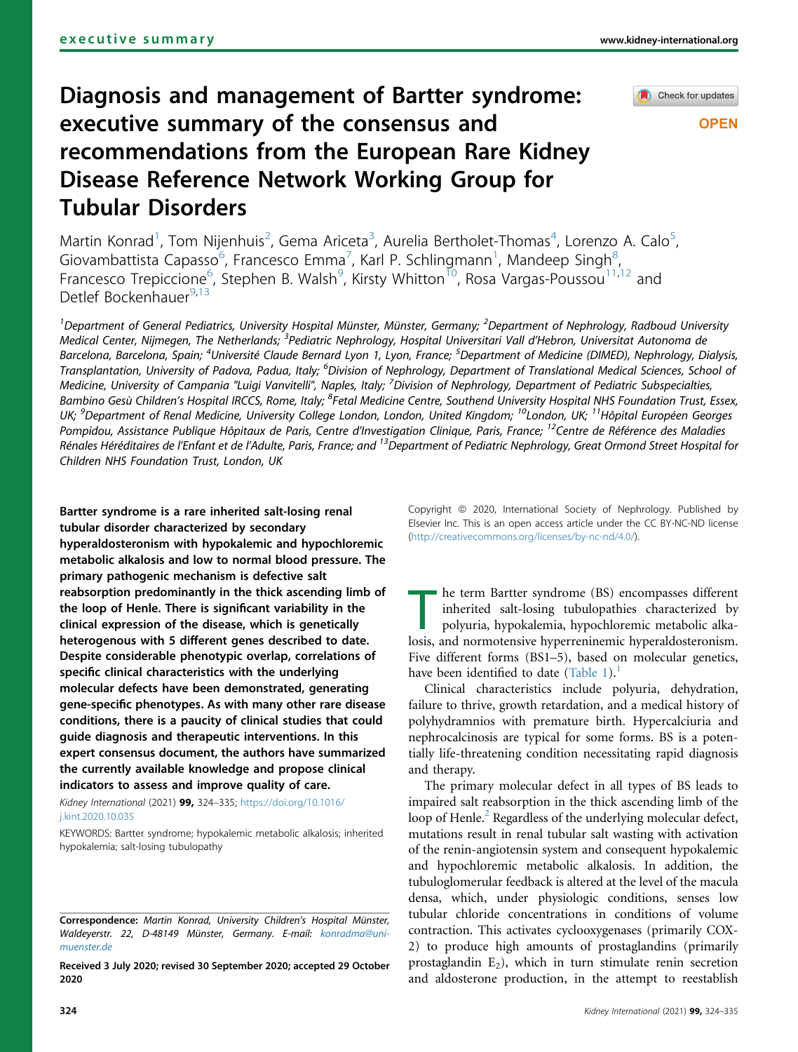executive summary

# Diagnosis and management of Bartter syndrome: executive summary of the consensus and recommendations from the European Rare Kidney Disease Reference Network Working Group for Tubular Disorders

Martin Konrad[1], Tom Nijenhuis[2], Gema Ariceta[3], Aurelia Bertholet-Thomas[4], Lorenzo A. Calo[5], Giovambattista Capasso[6], Francesco Emma[7], Karl P. Schlingmann[1], Mandeep Singh[8], Francesco Trepiccione[6], Stephen B. Walsh[9], Kirsty Whitton[10], Rosa Vargas-Poussou[11,12] and Detlef Bockenhauer[9,13]

[1]Department of General Pediatrics, University Hospital Münster, Münster, Germany; [2]Department of Nephrology, Radboud University Medical Center, Nijmegen, The Netherlands; [3]Pediatric Nephrology, Hospital Universitari Vall d'Hebron, Universitat Autonoma de Barcelona, Barcelona, Spain; [4]Université Claude Bernard Lyon 1, Lyon, France; [5]Department of Medicine (DIMED), Nephrology, Dialysis, Transplantation, University of Padova, Padua, Italy; [6]Division of Nephrology, Department of Translational Medical Sciences, School of Medicine, University of Campania "Luigi Vanvitelli", Naples, Italy; [7]Division of Nephrology, Department of Pediatric Subspecialties, Bambino Gesù Children's Hospital IRCCS, Rome, Italy; [8]Fetal Medicine Centre, Southend University Hospital NHS Foundation Trust, Essex, UK; [9]Department of Renal Medicine, University College London, London, United Kingdom; [10]London, UK; [11]Hôpital Européen Georges Pompidou, Assistance Publique Hôpitaux de Paris, Centre d'Investigation Clinique, Paris, France; [12]Centre de Référence des Maladies Rénales Héréditaires de l'Enfant et de l'Adulte, Paris, France; and [13]Department of Pediatric Nephrology, Great Ormond Street Hospital for Children NHS Foundation Trust, London, UK

**Bartter syndrome is a rare inherited salt-losing renal tubular disorder characterized by secondary hyperaldosteronism with hypokalemic and hypochloremic metabolic alkalosis and low to normal blood pressure. The primary pathogenic mechanism is defective salt reabsorption predominantly in the thick ascending limb of the loop of Henle. There is significant variability in the clinical expression of the disease, which is genetically heterogenous with 5 different genes described to date. Despite considerable phenotypic overlap, correlations of specific clinical characteristics with the underlying molecular defects have been demonstrated, generating gene-specific phenotypes. As with many other rare disease conditions, there is a paucity of clinical studies that could guide diagnosis and therapeutic interventions. In this expert consensus document, the authors have summarized the currently available knowledge and propose clinical indicators to assess and improve quality of care.**

*Kidney International* (2021) **99,** 324–335; https://doi.org/10.1016/j.kint.2020.10.035

KEYWORDS: Bartter syndrome; hypokalemic metabolic alkalosis; inherited hypokalemia; salt-losing tubulopathy

Copyright © 2020, International Society of Nephrology. Published by Elsevier Inc. This is an open access article under the CC BY-NC-ND license (http://creativecommons.org/licenses/by-nc-nd/4.0/).

**Correspondence:** *Martin Konrad, University Children's Hospital Münster, Waldeyerstr. 22, D-48149 Münster, Germany. E-mail: konradma@uni-muenster.de*

**Received 3 July 2020; revised 30 September 2020; accepted 29 October 2020**

The term Bartter syndrome (BS) encompasses different inherited salt-losing tubulopathies characterized by polyuria, hypokalemia, hypochloremic metabolic alkalosis, and normotensive hyperreninemic hyperaldosteronism. Five different forms (BS1–5), based on molecular genetics, have been identified to date (Table 1).[1]

Clinical characteristics include polyuria, dehydration, failure to thrive, growth retardation, and a medical history of polyhydramnios with premature birth. Hypercalciuria and nephrocalcinosis are typical for some forms. BS is a potentially life-threatening condition necessitating rapid diagnosis and therapy.

The primary molecular defect in all types of BS leads to impaired salt reabsorption in the thick ascending limb of the loop of Henle.[2] Regardless of the underlying molecular defect, mutations result in renal tubular salt wasting with activation of the renin-angiotensin system and consequent hypokalemic and hypochloremic metabolic alkalosis. In addition, the tubuloglomerular feedback is altered at the level of the macula densa, which, under physiologic conditions, senses low tubular chloride concentrations in conditions of volume contraction. This activates cyclooxygenases (primarily COX-2) to produce high amounts of prostaglandins (primarily prostaglandin $E_2$), which in turn stimulate renin secretion and aldosterone production, in the attempt to reestablish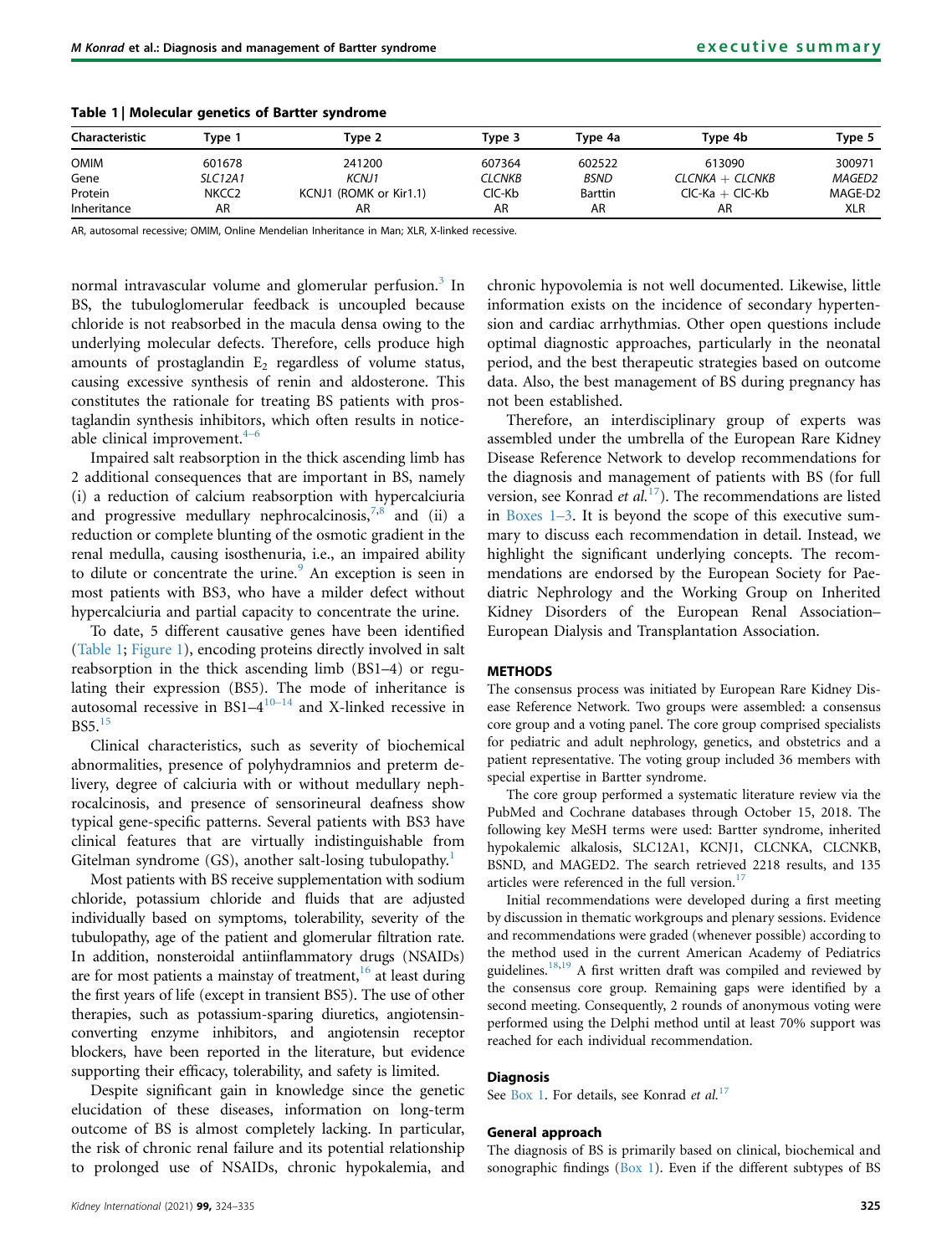**Table 1 | Molecular genetics of Bartter syndrome**

| Characteristic | Type 1 | Type 2 | Type 3 | Type 4a | Type 4b | Type 5 |
|---|---|---|---|---|---|---|
| OMIM | 601678 | 241200 | 607364 | 602522 | 613090 | 300971 |
| Gene | *SLC12A1* | *KCNJ1* | *CLCNKB* | *BSND* | *CLCNKA + CLCNKB* | *MAGED2* |
| Protein | NKCC2 | KCNJ1 (ROMK or Kir1.1) | ClC-Kb | Barttin | ClC-Ka + ClC-Kb | MAGE-D2 |
| Inheritance | AR | AR | AR | AR | AR | XLR |

AR, autosomal recessive; OMIM, Online Mendelian Inheritance in Man; XLR, X-linked recessive.

normal intravascular volume and glomerular perfusion.[3] In BS, the tubuloglomerular feedback is uncoupled because chloride is not reabsorbed in the macula densa owing to the underlying molecular defects. Therefore, cells produce high amounts of prostaglandin $E_2$ regardless of volume status, causing excessive synthesis of renin and aldosterone. This constitutes the rationale for treating BS patients with prostaglandin synthesis inhibitors, which often results in noticeable clinical improvement.[4–6]

Impaired salt reabsorption in the thick ascending limb has 2 additional consequences that are important in BS, namely (i) a reduction of calcium reabsorption with hypercalciuria and progressive medullary nephrocalcinosis,[7,8] and (ii) a reduction or complete blunting of the osmotic gradient in the renal medulla, causing isosthenuria, i.e., an impaired ability to dilute or concentrate the urine.[9] An exception is seen in most patients with BS3, who have a milder defect without hypercalciuria and partial capacity to concentrate the urine.

To date, 5 different causative genes have been identified (Table 1; Figure 1), encoding proteins directly involved in salt reabsorption in the thick ascending limb (BS1–4) or regulating their expression (BS5). The mode of inheritance is autosomal recessive in BS1–4[10–14] and X-linked recessive in BS5.[15]

Clinical characteristics, such as severity of biochemical abnormalities, presence of polyhydramnios and preterm delivery, degree of calciuria with or without medullary nephrocalcinosis, and presence of sensorineural deafness show typical gene-specific patterns. Several patients with BS3 have clinical features that are virtually indistinguishable from Gitelman syndrome (GS), another salt-losing tubulopathy.[1]

Most patients with BS receive supplementation with sodium chloride, potassium chloride and fluids that are adjusted individually based on symptoms, tolerability, severity of the tubulopathy, age of the patient and glomerular filtration rate. In addition, nonsteroidal antiinflammatory drugs (NSAIDs) are for most patients a mainstay of treatment,[16] at least during the first years of life (except in transient BS5). The use of other therapies, such as potassium-sparing diuretics, angiotensin-converting enzyme inhibitors, and angiotensin receptor blockers, have been reported in the literature, but evidence supporting their efficacy, tolerability, and safety is limited.

Despite significant gain in knowledge since the genetic elucidation of these diseases, information on long-term outcome of BS is almost completely lacking. In particular, the risk of chronic renal failure and its potential relationship to prolonged use of NSAIDs, chronic hypokalemia, and chronic hypovolemia is not well documented. Likewise, little information exists on the incidence of secondary hypertension and cardiac arrhythmias. Other open questions include optimal diagnostic approaches, particularly in the neonatal period, and the best therapeutic strategies based on outcome data. Also, the best management of BS during pregnancy has not been established.

Therefore, an interdisciplinary group of experts was assembled under the umbrella of the European Rare Kidney Disease Reference Network to develop recommendations for the diagnosis and management of patients with BS (for full version, see Konrad *et al.*[17]). The recommendations are listed in Boxes 1–3. It is beyond the scope of this executive summary to discuss each recommendation in detail. Instead, we highlight the significant underlying concepts. The recommendations are endorsed by the European Society for Paediatric Nephrology and the Working Group on Inherited Kidney Disorders of the European Renal Association–European Dialysis and Transplantation Association.

## METHODS

The consensus process was initiated by European Rare Kidney Disease Reference Network. Two groups were assembled: a consensus core group and a voting panel. The core group comprised specialists for pediatric and adult nephrology, genetics, and obstetrics and a patient representative. The voting group included 36 members with special expertise in Bartter syndrome.

The core group performed a systematic literature review via the PubMed and Cochrane databases through October 15, 2018. The following key MeSH terms were used: Bartter syndrome, inherited hypokalemic alkalosis, SLC12A1, KCNJ1, CLCNKA, CLCNKB, BSND, and MAGED2. The search retrieved 2218 results, and 135 articles were referenced in the full version.[17]

Initial recommendations were developed during a first meeting by discussion in thematic workgroups and plenary sessions. Evidence and recommendations were graded (whenever possible) according to the method used in the current American Academy of Pediatrics guidelines.[18,19] A first written draft was compiled and reviewed by the consensus core group. Remaining gaps were identified by a second meeting. Consequently, 2 rounds of anonymous voting were performed using the Delphi method until at least 70% support was reached for each individual recommendation.

### Diagnosis

See Box 1. For details, see Konrad *et al.*[17]

### General approach

The diagnosis of BS is primarily based on clinical, biochemical and sonographic findings (Box 1). Even if the different subtypes of BS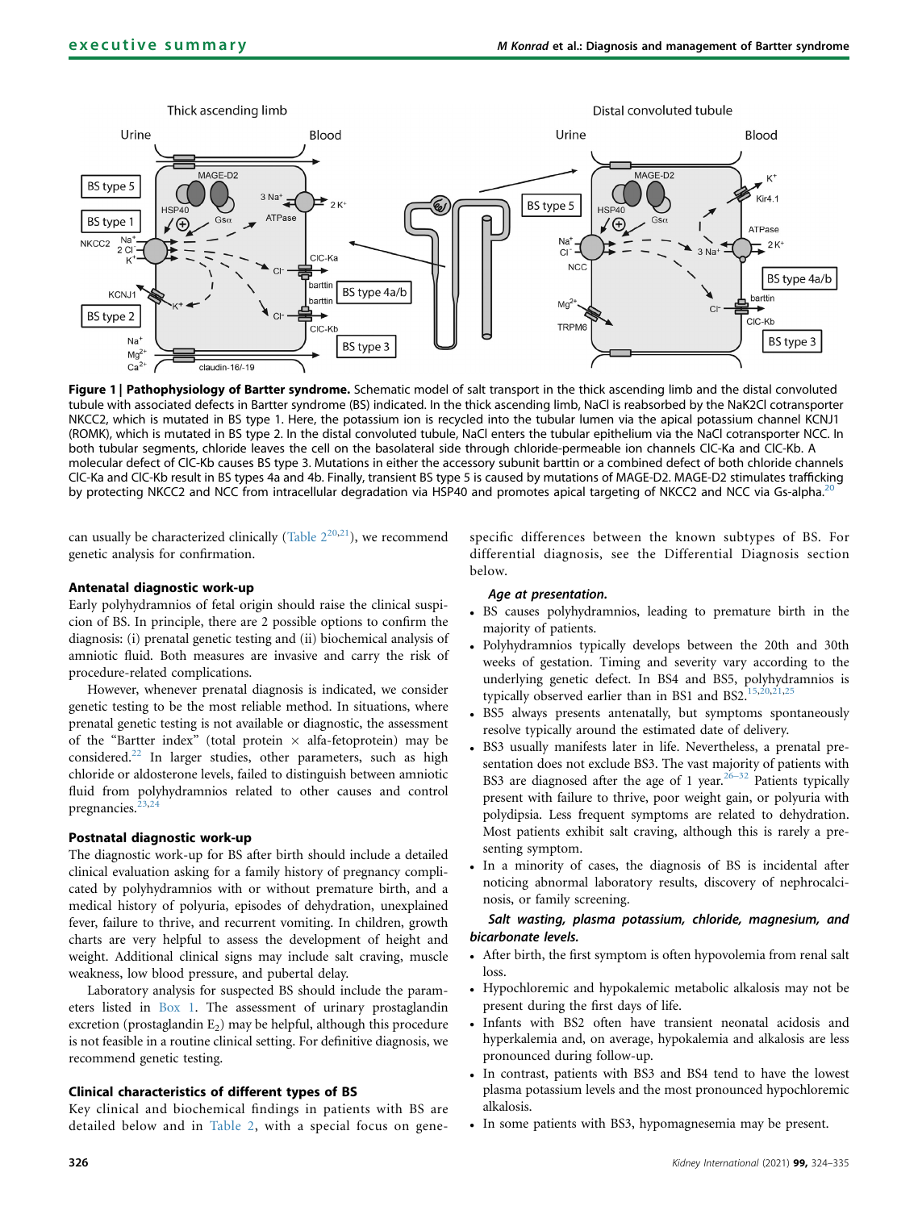**Figure 1 | Pathophysiology of Bartter syndrome.** Schematic model of salt transport in the thick ascending limb and the distal convoluted tubule with associated defects in Bartter syndrome (BS) indicated. In the thick ascending limb, NaCl is reabsorbed by the NaK2Cl cotransporter NKCC2, which is mutated in BS type 1. Here, the potassium ion is recycled into the tubular lumen via the apical potassium channel KCNJ1 (ROMK), which is mutated in BS type 2. In the distal convoluted tubule, NaCl enters the tubular epithelium via the NaCl cotransporter NCC. In both tubular segments, chloride leaves the cell on the basolateral side through chloride-permeable ion channels ClC-Ka and ClC-Kb. A molecular defect of ClC-Kb causes BS type 3. Mutations in either the accessory subunit barttin or a combined defect of both chloride channels ClC-Ka and ClC-Kb result in BS types 4a and 4b. Finally, transient BS type 5 is caused by mutations of MAGE-D2. MAGE-D2 stimulates trafficking by protecting NKCC2 and NCC from intracellular degradation via HSP40 and promotes apical targeting of NKCC2 and NCC via Gs-alpha.[20]

can usually be characterized clinically (Table 2[20,21]), we recommend genetic analysis for confirmation.

### Antenatal diagnostic work-up

Early polyhydramnios of fetal origin should raise the clinical suspicion of BS. In principle, there are 2 possible options to confirm the diagnosis: (i) prenatal genetic testing and (ii) biochemical analysis of amniotic fluid. Both measures are invasive and carry the risk of procedure-related complications.

However, whenever prenatal diagnosis is indicated, we consider genetic testing to be the most reliable method. In situations, where prenatal genetic testing is not available or diagnostic, the assessment of the "Bartter index" (total protein × alfa-fetoprotein) may be considered.[22] In larger studies, other parameters, such as high chloride or aldosterone levels, failed to distinguish between amniotic fluid from polyhydramnios related to other causes and control pregnancies.[23,24]

### Postnatal diagnostic work-up

The diagnostic work-up for BS after birth should include a detailed clinical evaluation asking for a family history of pregnancy complicated by polyhydramnios with or without premature birth, and a medical history of polyuria, episodes of dehydration, unexplained fever, failure to thrive, and recurrent vomiting. In children, growth charts are very helpful to assess the development of height and weight. Additional clinical signs may include salt craving, muscle weakness, low blood pressure, and pubertal delay.

Laboratory analysis for suspected BS should include the parameters listed in Box 1. The assessment of urinary prostaglandin excretion (prostaglandin $E_2$) may be helpful, although this procedure is not feasible in a routine clinical setting. For definitive diagnosis, we recommend genetic testing.

### Clinical characteristics of different types of BS

Key clinical and biochemical findings in patients with BS are detailed below and in Table 2, with a special focus on gene-specific differences between the known subtypes of BS. For differential diagnosis, see the Differential Diagnosis section below.

#### *Age at presentation.*

- BS causes polyhydramnios, leading to premature birth in the majority of patients.
- Polyhydramnios typically develops between the 20th and 30th weeks of gestation. Timing and severity vary according to the underlying genetic defect. In BS4 and BS5, polyhydramnios is typically observed earlier than in BS1 and BS2.[15,20,21,25]
- BS5 always presents antenatally, but symptoms spontaneously resolve typically around the estimated date of delivery.
- BS3 usually manifests later in life. Nevertheless, a prenatal presentation does not exclude BS3. The vast majority of patients with BS3 are diagnosed after the age of 1 year.[26–32] Patients typically present with failure to thrive, poor weight gain, or polyuria with polydipsia. Less frequent symptoms are related to dehydration. Most patients exhibit salt craving, although this is rarely a presenting symptom.
- In a minority of cases, the diagnosis of BS is incidental after noticing abnormal laboratory results, discovery of nephrocalcinosis, or family screening.

#### *Salt wasting, plasma potassium, chloride, magnesium, and bicarbonate levels.*

- After birth, the first symptom is often hypovolemia from renal salt loss.
- Hypochloremic and hypokalemic metabolic alkalosis may not be present during the first days of life.
- Infants with BS2 often have transient neonatal acidosis and hyperkalemia and, on average, hypokalemia and alkalosis are less pronounced during follow-up.
- In contrast, patients with BS3 and BS4 tend to have the lowest plasma potassium levels and the most pronounced hypochloremic alkalosis.
- In some patients with BS3, hypomagnesemia may be present.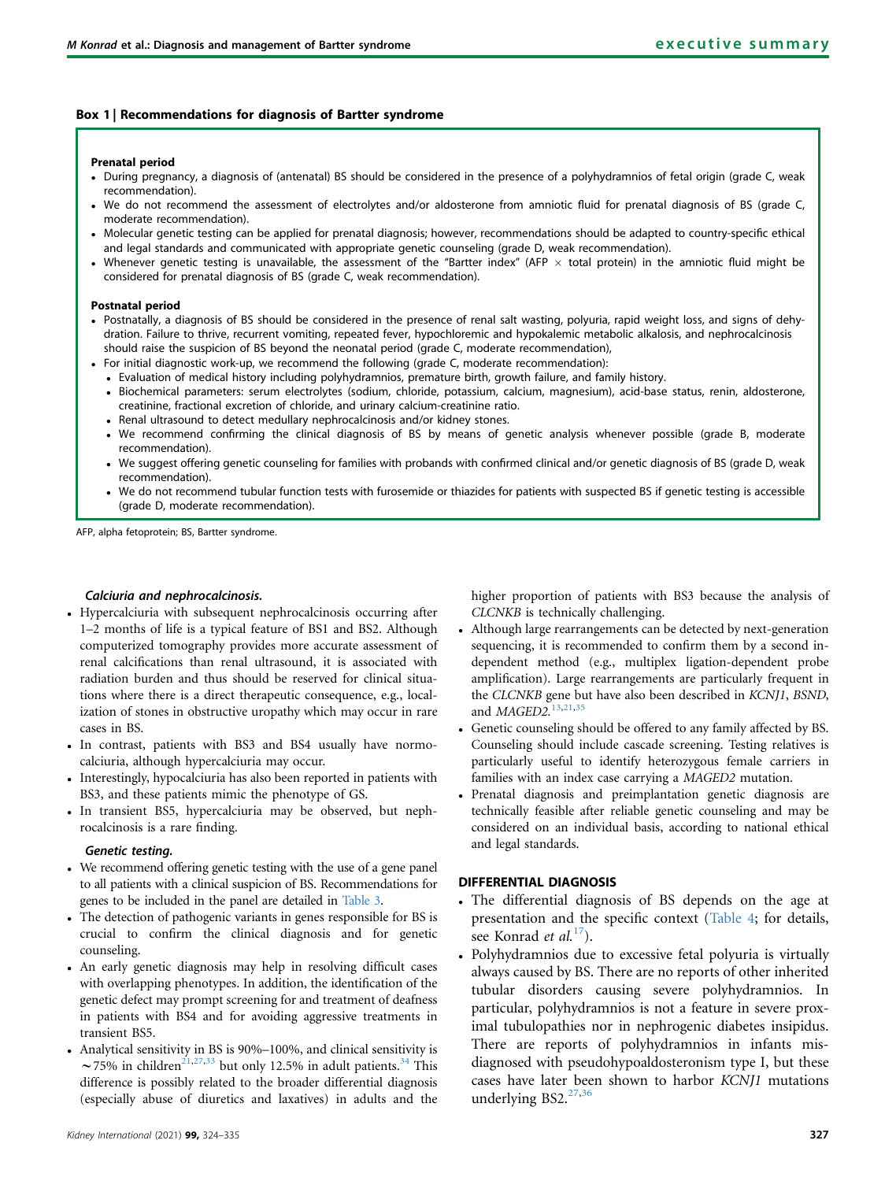## Box 1 | Recommendations for diagnosis of Bartter syndrome

**Prenatal period**

- During pregnancy, a diagnosis of (antenatal) BS should be considered in the presence of a polyhydramnios of fetal origin (grade C, weak recommendation).
- We do not recommend the assessment of electrolytes and/or aldosterone from amniotic fluid for prenatal diagnosis of BS (grade C, moderate recommendation).
- Molecular genetic testing can be applied for prenatal diagnosis; however, recommendations should be adapted to country-specific ethical and legal standards and communicated with appropriate genetic counseling (grade D, weak recommendation).
- Whenever genetic testing is unavailable, the assessment of the "Bartter index" (AFP × total protein) in the amniotic fluid might be considered for prenatal diagnosis of BS (grade C, weak recommendation).

**Postnatal period**

- Postnatally, a diagnosis of BS should be considered in the presence of renal salt wasting, polyuria, rapid weight loss, and signs of dehydration. Failure to thrive, recurrent vomiting, repeated fever, hypochloremic and hypokalemic metabolic alkalosis, and nephrocalcinosis should raise the suspicion of BS beyond the neonatal period (grade C, moderate recommendation),
- For initial diagnostic work-up, we recommend the following (grade C, moderate recommendation):
  - Evaluation of medical history including polyhydramnios, premature birth, growth failure, and family history.
  - Biochemical parameters: serum electrolytes (sodium, chloride, potassium, calcium, magnesium), acid-base status, renin, aldosterone, creatinine, fractional excretion of chloride, and urinary calcium-creatinine ratio.
  - Renal ultrasound to detect medullary nephrocalcinosis and/or kidney stones.
  - We recommend confirming the clinical diagnosis of BS by means of genetic analysis whenever possible (grade B, moderate recommendation).
  - We suggest offering genetic counseling for families with probands with confirmed clinical and/or genetic diagnosis of BS (grade D, weak recommendation).
  - We do not recommend tubular function tests with furosemide or thiazides for patients with suspected BS if genetic testing is accessible (grade D, moderate recommendation).

AFP, alpha fetoprotein; BS, Bartter syndrome.

#### *Calciuria and nephrocalcinosis.*

- Hypercalciuria with subsequent nephrocalcinosis occurring after 1–2 months of life is a typical feature of BS1 and BS2. Although computerized tomography provides more accurate assessment of renal calcifications than renal ultrasound, it is associated with radiation burden and thus should be reserved for clinical situations where there is a direct therapeutic consequence, e.g., localization of stones in obstructive uropathy which may occur in rare cases in BS.
- In contrast, patients with BS3 and BS4 usually have normocalciuria, although hypercalciuria may occur.
- Interestingly, hypocalciuria has also been reported in patients with BS3, and these patients mimic the phenotype of GS.
- In transient BS5, hypercalciuria may be observed, but nephrocalcinosis is a rare finding.

#### *Genetic testing.*

- We recommend offering genetic testing with the use of a gene panel to all patients with a clinical suspicion of BS. Recommendations for genes to be included in the panel are detailed in Table 3.
- The detection of pathogenic variants in genes responsible for BS is crucial to confirm the clinical diagnosis and for genetic counseling.
- An early genetic diagnosis may help in resolving difficult cases with overlapping phenotypes. In addition, the identification of the genetic defect may prompt screening for and treatment of deafness in patients with BS4 and for avoiding aggressive treatments in transient BS5.
- Analytical sensitivity in BS is 90%–100%, and clinical sensitivity is ~75% in children[21,27,33] but only 12.5% in adult patients.[34] This difference is possibly related to the broader differential diagnosis (especially abuse of diuretics and laxatives) in adults and the higher proportion of patients with BS3 because the analysis of *CLCNKB* is technically challenging.
- Although large rearrangements can be detected by next-generation sequencing, it is recommended to confirm them by a second independent method (e.g., multiplex ligation-dependent probe amplification). Large rearrangements are particularly frequent in the *CLCNKB* gene but have also been described in *KCNJ1*, *BSND*, and *MAGED2*.[13,21,35]
- Genetic counseling should be offered to any family affected by BS. Counseling should include cascade screening. Testing relatives is particularly useful to identify heterozygous female carriers in families with an index case carrying a *MAGED2* mutation.
- Prenatal diagnosis and preimplantation genetic diagnosis are technically feasible after reliable genetic counseling and may be considered on an individual basis, according to national ethical and legal standards.

## DIFFERENTIAL DIAGNOSIS

- The differential diagnosis of BS depends on the age at presentation and the specific context (Table 4; for details, see Konrad *et al.*[17]).
- Polyhydramnios due to excessive fetal polyuria is virtually always caused by BS. There are no reports of other inherited tubular disorders causing severe polyhydramnios. In particular, polyhydramnios is not a feature in severe proximal tubulopathies nor in nephrogenic diabetes insipidus. There are reports of polyhydramnios in infants misdiagnosed with pseudohypoaldosteronism type I, but these cases have later been shown to harbor *KCNJ1* mutations underlying BS2.[27,36]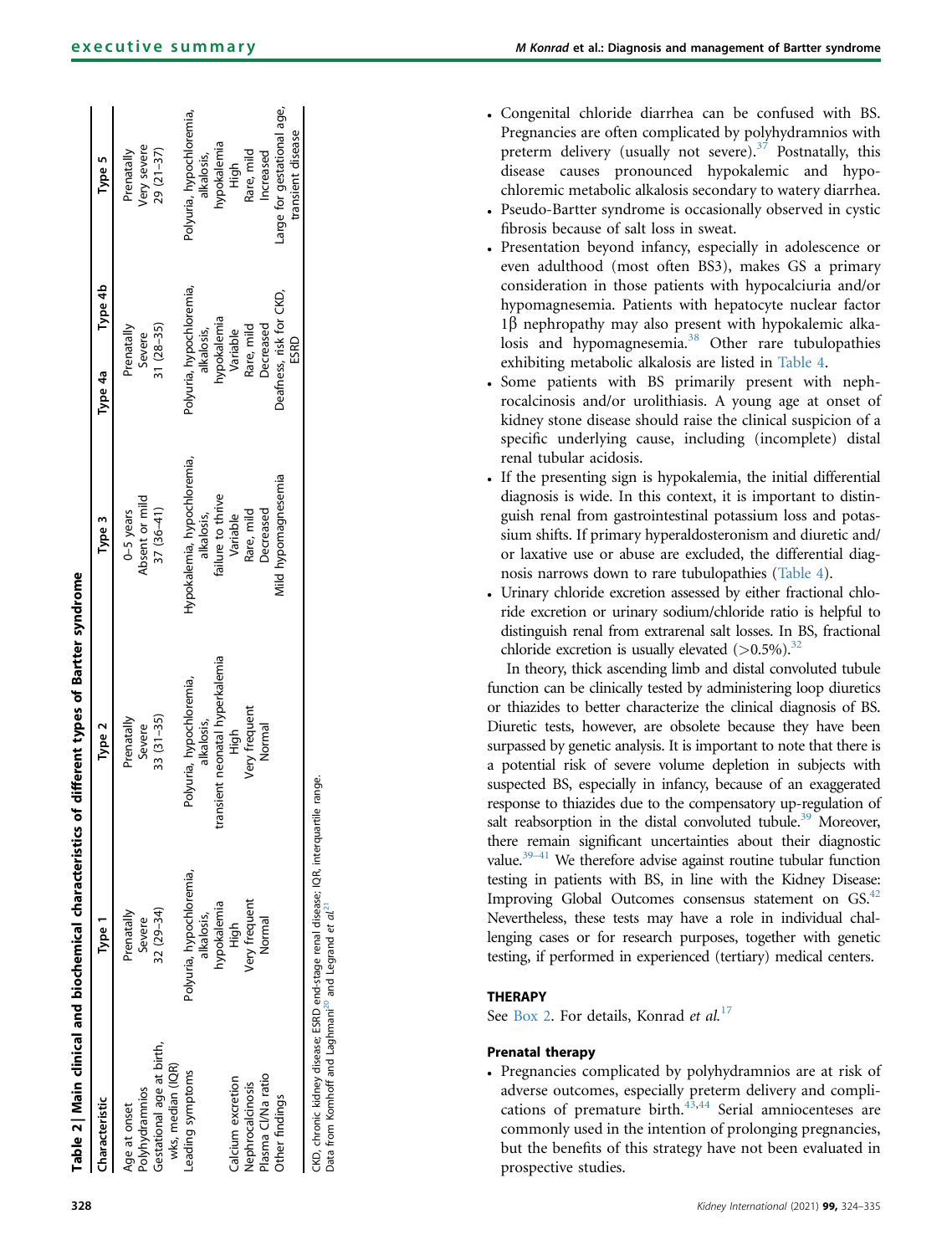**Table 2 | Main clinical and biochemical characteristics of different types of Bartter syndrome**

| Characteristic | Type 1 | Type 2 | Type 3 | Type 4a | Type 4b | Type 5 |
|---|---|---|---|---|---|---|
| Age at onset | Prenatally | Prenatally | 0–5 years | Prenatally | | Prenatally |
| Polyhydramnios | Severe | Severe | Absent or mild | Severe | | Very severe |
| Gestational age at birth, wks, median (IQR) | 32 (29–34) | 33 (31–35) | 37 (36–41) | 31 (28–35) | | 29 (21–37) |
| Leading symptoms | Polyuria, hypochloremia, alkalosis, hypokalemia | Polyuria, hypochloremia, alkalosis, transient neonatal hyperkalemia | Hypokalemia, hypochloremia, alkalosis, failure to thrive | Polyuria, hypochloremia, alkalosis, hypokalemia | | Polyuria, hypochloremia, alkalosis, hypokalemia |
| Calcium excretion | High | High | Variable | Variable | | High |
| Nephrocalcinosis | Very frequent | Very frequent | Rare, mild | Rare, mild | | Rare, mild |
| Plasma Cl/Na ratio | Normal | Normal | Decreased | Decreased | | Increased |
| Other findings | | | Mild hypomagnesemia | Deafness, risk for CKD, ESRD | | Large for gestational age, transient disease |

CKD, chronic kidney disease; ESRD end-stage renal disease; IQR, interquartile range.
Data from Komhoff and Laghmani[20] and Legrand *et al.*[21]

- Congenital chloride diarrhea can be confused with BS. Pregnancies are often complicated by polyhydramnios with preterm delivery (usually not severe).[37] Postnatally, this disease causes pronounced hypokalemic and hypochloremic metabolic alkalosis secondary to watery diarrhea.
- Pseudo-Bartter syndrome is occasionally observed in cystic fibrosis because of salt loss in sweat.
- Presentation beyond infancy, especially in adolescence or even adulthood (most often BS3), makes GS a primary consideration in those patients with hypocalciuria and/or hypomagnesemia. Patients with hepatocyte nuclear factor 1β nephropathy may also present with hypokalemic alkalosis and hypomagnesemia.[38] Other rare tubulopathies exhibiting metabolic alkalosis are listed in Table 4.
- Some patients with BS primarily present with nephrocalcinosis and/or urolithiasis. A young age at onset of kidney stone disease should raise the clinical suspicion of a specific underlying cause, including (incomplete) distal renal tubular acidosis.
- If the presenting sign is hypokalemia, the initial differential diagnosis is wide. In this context, it is important to distinguish renal from gastrointestinal potassium loss and potassium shifts. If primary hyperaldosteronism and diuretic and/or laxative use or abuse are excluded, the differential diagnosis narrows down to rare tubulopathies (Table 4).
- Urinary chloride excretion assessed by either fractional chloride excretion or urinary sodium/chloride ratio is helpful to distinguish renal from extrarenal salt losses. In BS, fractional chloride excretion is usually elevated (>0.5%).[32]

In theory, thick ascending limb and distal convoluted tubule function can be clinically tested by administering loop diuretics or thiazides to better characterize the clinical diagnosis of BS. Diuretic tests, however, are obsolete because they have been surpassed by genetic analysis. It is important to note that there is a potential risk of severe volume depletion in subjects with suspected BS, especially in infancy, because of an exaggerated response to thiazides due to the compensatory up-regulation of salt reabsorption in the distal convoluted tubule.[39] Moreover, there remain significant uncertainties about their diagnostic value.[39–41] We therefore advise against routine tubular function testing in patients with BS, in line with the Kidney Disease: Improving Global Outcomes consensus statement on GS.[42] Nevertheless, these tests may have a role in individual challenging cases or for research purposes, together with genetic testing, if performed in experienced (tertiary) medical centers.

## THERAPY

See Box 2. For details, Konrad *et al.*[17]

### Prenatal therapy

- Pregnancies complicated by polyhydramnios are at risk of adverse outcomes, especially preterm delivery and complications of premature birth.[43,44] Serial amniocenteses are commonly used in the intention of prolonging pregnancies, but the benefits of this strategy have not been evaluated in prospective studies.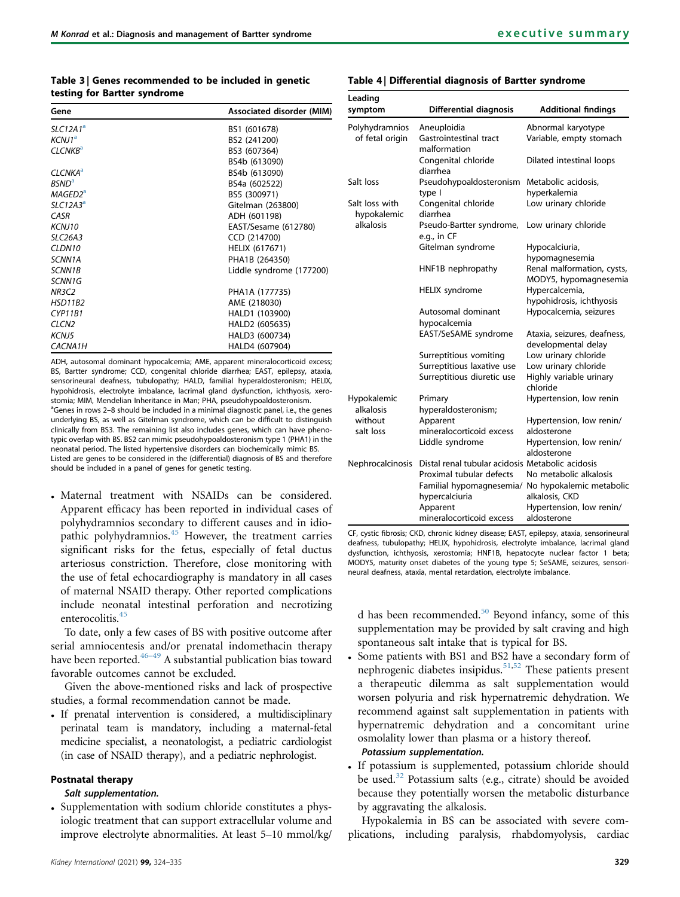**Table 3 | Genes recommended to be included in genetic testing for Bartter syndrome**

| Gene | Associated disorder (MIM) |
|---|---|
| *SLC12A1*[a] | BS1 (601678) |
| *KCNJ1*[a] | BS2 (241200) |
| *CLCNKB*[a] | BS3 (607364) |
| | BS4b (613090) |
| *CLCNKA*[a] | BS4b (613090) |
| *BSND*[a] | BS4a (602522) |
| *MAGED2*[a] | BS5 (300971) |
| *SLC12A3*[a] | Gitelman (263800) |
| *CASR* | ADH (601198) |
| *KCNJ10* | EAST/Sesame (612780) |
| *SLC26A3* | CCD (214700) |
| *CLDN10* | HELIX (617671) |
| *SCNN1A* | PHA1B (264350) |
| *SCNN1B* | Liddle syndrome (177200) |
| *SCNN1G* | |
| *NR3C2* | PHA1A (177735) |
| *HSD11B2* | AME (218030) |
| *CYP11B1* | HALD1 (103900) |
| *CLCN2* | HALD2 (605635) |
| *KCNJ5* | HALD3 (600734) |
| *CACNA1H* | HALD4 (607904) |

ADH, autosomal dominant hypocalcemia; AME, apparent mineralocorticoid excess; BS, Bartter syndrome; CCD, congenital chloride diarrhea; EAST, epilepsy, ataxia, sensorineural deafness, tubulopathy; HALD, familial hyperaldosteronism; HELIX, hypohidrosis, electrolyte imbalance, lacrimal gland dysfunction, ichthyosis, xerostomia; MIM, Mendelian Inheritance in Man; PHA, pseudohypoaldosteronism.
[a]Genes in rows 2–8 should be included in a minimal diagnostic panel, i.e., the genes underlying BS, as well as Gitelman syndrome, which can be difficult to distinguish clinically from BS3. The remaining list also includes genes, which can have phenotypic overlap with BS. BS2 can mimic pseudohypoaldosteronism type 1 (PHA1) in the neonatal period. The listed hypertensive disorders can biochemically mimic BS.
Listed are genes to be considered in the (differential) diagnosis of BS and therefore should be included in a panel of genes for genetic testing.

- Maternal treatment with NSAIDs can be considered. Apparent efficacy has been reported in individual cases of polyhydramnios secondary to different causes and in idiopathic polyhydramnios.[45] However, the treatment carries significant risks for the fetus, especially of fetal ductus arteriosus constriction. Therefore, close monitoring with the use of fetal echocardiography is mandatory in all cases of maternal NSAID therapy. Other reported complications include neonatal intestinal perforation and necrotizing enterocolitis.[45]

To date, only a few cases of BS with positive outcome after serial amniocentesis and/or prenatal indomethacin therapy have been reported.[46–49] A substantial publication bias toward favorable outcomes cannot be excluded.

Given the above-mentioned risks and lack of prospective studies, a formal recommendation cannot be made.

- If prenatal intervention is considered, a multidisciplinary perinatal team is mandatory, including a maternal-fetal medicine specialist, a neonatologist, a pediatric cardiologist (in case of NSAID therapy), and a pediatric nephrologist.

**Postnatal therapy**

***Salt supplementation.***

- Supplementation with sodium chloride constitutes a physiologic treatment that can support extracellular volume and improve electrolyte abnormalities. At least 5–10 mmol/kg/d has been recommended.[50] Beyond infancy, some of this supplementation may be provided by salt craving and high spontaneous salt intake that is typical for BS.

**Table 4 | Differential diagnosis of Bartter syndrome**

| Leading symptom | Differential diagnosis | Additional findings |
|---|---|---|
| Polyhydramnios of fetal origin | Aneuploidia | Abnormal karyotype |
| | Gastrointestinal tract malformation | Variable, empty stomach |
| | Congenital chloride diarrhea | Dilated intestinal loops |
| Salt loss | Pseudohypoaldosteronism type I | Metabolic acidosis, hyperkalemia |
| Salt loss with hypokalemic alkalosis | Congenital chloride diarrhea | Low urinary chloride |
| | Pseudo-Bartter syndrome, e.g., in CF | Low urinary chloride |
| | Gitelman syndrome | Hypocalciuria, hypomagnesemia |
| | HNF1B nephropathy | Renal malformation, cysts, MODY5, hypomagnesemia |
| | HELIX syndrome | Hypercalcemia, hypohidrosis, ichthyosis |
| | Autosomal dominant hypocalcemia | Hypocalcemia, seizures |
| | EAST/SeSAME syndrome | Ataxia, seizures, deafness, developmental delay |
| | Surreptitious vomiting | Low urinary chloride |
| | Surreptitious laxative use | Low urinary chloride |
| | Surreptitious diuretic use | Highly variable urinary chloride |
| Hypokalemic alkalosis without salt loss | Primary hyperaldosteronism; | Hypertension, low renin |
| | Apparent mineralocorticoid excess | Hypertension, low renin/aldosterone |
| | Liddle syndrome | Hypertension, low renin/aldosterone |
| Nephrocalcinosis | Distal renal tubular acidosis | Metabolic acidosis |
| | Proximal tubular defects | No metabolic alkalosis |
| | Familial hypomagnesemia/hypercalciuria | No hypokalemic metabolic alkalosis, CKD |
| | Apparent mineralocorticoid excess | Hypertension, low renin/aldosterone |

CF, cystic fibrosis; CKD, chronic kidney disease; EAST, epilepsy, ataxia, sensorineural deafness, tubulopathy; HELIX, hypohidrosis, electrolyte imbalance, lacrimal gland dysfunction, ichthyosis, xerostomia; HNF1B, hepatocyte nuclear factor 1 beta; MODY5, maturity onset diabetes of the young type 5; SeSAME, seizures, sensorineural deafness, ataxia, mental retardation, electrolyte imbalance.

- Some patients with BS1 and BS2 have a secondary form of nephrogenic diabetes insipidus.[51,52] These patients present a therapeutic dilemma as salt supplementation would worsen polyuria and risk hypernatremic dehydration. We recommend against salt supplementation in patients with hypernatremic dehydration and a concomitant urine osmolality lower than plasma or a history thereof.

***Potassium supplementation.***

- If potassium is supplemented, potassium chloride should be used.[32] Potassium salts (e.g., citrate) should be avoided because they potentially worsen the metabolic disturbance by aggravating the alkalosis.

Hypokalemia in BS can be associated with severe complications, including paralysis, rhabdomyolysis, cardiac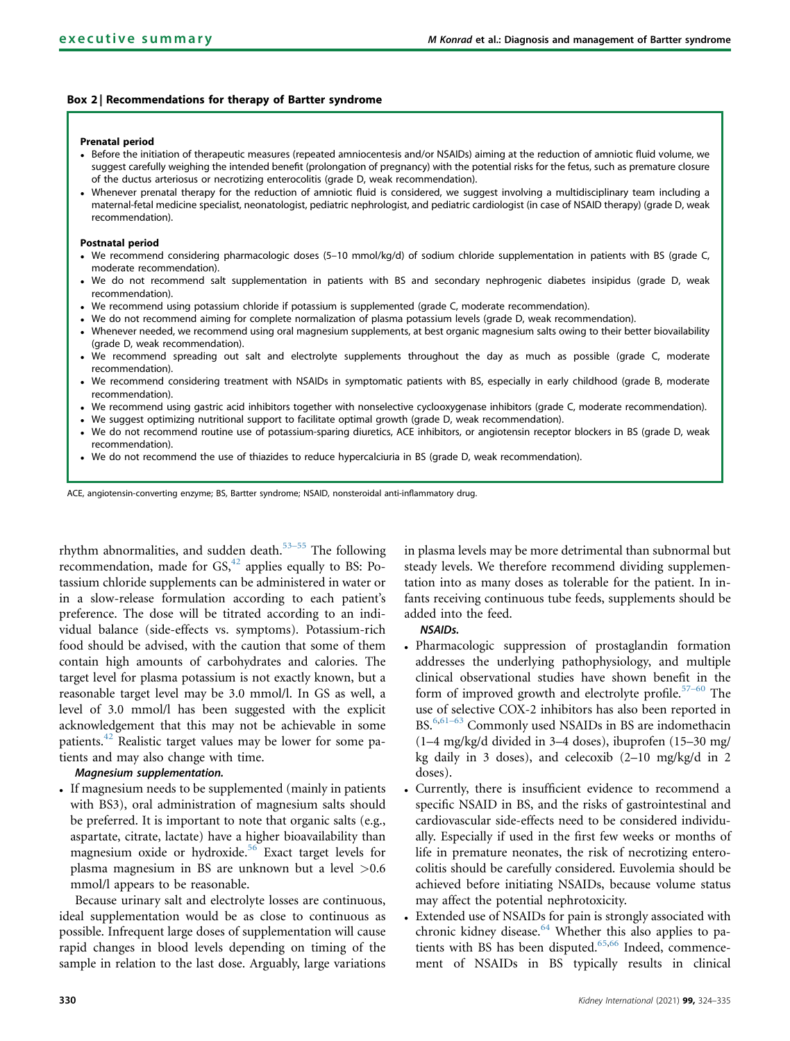**Box 2 | Recommendations for therapy of Bartter syndrome**

**Prenatal period**

- Before the initiation of therapeutic measures (repeated amniocentesis and/or NSAIDs) aiming at the reduction of amniotic fluid volume, we suggest carefully weighing the intended benefit (prolongation of pregnancy) with the potential risks for the fetus, such as premature closure of the ductus arteriosus or necrotizing enterocolitis (grade D, weak recommendation).
- Whenever prenatal therapy for the reduction of amniotic fluid is considered, we suggest involving a multidisciplinary team including a maternal-fetal medicine specialist, neonatologist, pediatric nephrologist, and pediatric cardiologist (in case of NSAID therapy) (grade D, weak recommendation).

**Postnatal period**

- We recommend considering pharmacologic doses (5–10 mmol/kg/d) of sodium chloride supplementation in patients with BS (grade C, moderate recommendation).
- We do not recommend salt supplementation in patients with BS and secondary nephrogenic diabetes insipidus (grade D, weak recommendation).
- We recommend using potassium chloride if potassium is supplemented (grade C, moderate recommendation).
- We do not recommend aiming for complete normalization of plasma potassium levels (grade D, weak recommendation).
- Whenever needed, we recommend using oral magnesium supplements, at best organic magnesium salts owing to their better bioavailability (grade D, weak recommendation).
- We recommend spreading out salt and electrolyte supplements throughout the day as much as possible (grade C, moderate recommendation).
- We recommend considering treatment with NSAIDs in symptomatic patients with BS, especially in early childhood (grade B, moderate recommendation).
- We recommend using gastric acid inhibitors together with nonselective cyclooxygenase inhibitors (grade C, moderate recommendation).
- We suggest optimizing nutritional support to facilitate optimal growth (grade D, weak recommendation).
- We do not recommend routine use of potassium-sparing diuretics, ACE inhibitors, or angiotensin receptor blockers in BS (grade D, weak recommendation).
- We do not recommend the use of thiazides to reduce hypercalciuria in BS (grade D, weak recommendation).

ACE, angiotensin-converting enzyme; BS, Bartter syndrome; NSAID, nonsteroidal anti-inflammatory drug.

rhythm abnormalities, and sudden death.[53–55] The following recommendation, made for GS,[42] applies equally to BS: Potassium chloride supplements can be administered in water or in a slow-release formulation according to each patient's preference. The dose will be titrated according to an individual balance (side-effects vs. symptoms). Potassium-rich food should be advised, with the caution that some of them contain high amounts of carbohydrates and calories. The target level for plasma potassium is not exactly known, but a reasonable target level may be 3.0 mmol/l. In GS as well, a level of 3.0 mmol/l has been suggested with the explicit acknowledgement that this may not be achievable in some patients.[42] Realistic target values may be lower for some patients and may also change with time.

***Magnesium supplementation.***

- If magnesium needs to be supplemented (mainly in patients with BS3), oral administration of magnesium salts should be preferred. It is important to note that organic salts (e.g., aspartate, citrate, lactate) have a higher bioavailability than magnesium oxide or hydroxide.[56] Exact target levels for plasma magnesium in BS are unknown but a level >0.6 mmol/l appears to be reasonable.

Because urinary salt and electrolyte losses are continuous, ideal supplementation would be as close to continuous as possible. Infrequent large doses of supplementation will cause rapid changes in blood levels depending on timing of the sample in relation to the last dose. Arguably, large variations in plasma levels may be more detrimental than subnormal but steady levels. We therefore recommend dividing supplementation into as many doses as tolerable for the patient. In infants receiving continuous tube feeds, supplements should be added into the feed.

***NSAIDs.***

- Pharmacologic suppression of prostaglandin formation addresses the underlying pathophysiology, and multiple clinical observational studies have shown benefit in the form of improved growth and electrolyte profile.[57–60] The use of selective COX-2 inhibitors has also been reported in BS.[6,61–63] Commonly used NSAIDs in BS are indomethacin (1–4 mg/kg/d divided in 3–4 doses), ibuprofen (15–30 mg/kg daily in 3 doses), and celecoxib (2–10 mg/kg/d in 2 doses).
- Currently, there is insufficient evidence to recommend a specific NSAID in BS, and the risks of gastrointestinal and cardiovascular side-effects need to be considered individually. Especially if used in the first few weeks or months of life in premature neonates, the risk of necrotizing enterocolitis should be carefully considered. Euvolemia should be achieved before initiating NSAIDs, because volume status may affect the potential nephrotoxicity.
- Extended use of NSAIDs for pain is strongly associated with chronic kidney disease.[64] Whether this also applies to patients with BS has been disputed.[65,66] Indeed, commencement of NSAIDs in BS typically results in clinical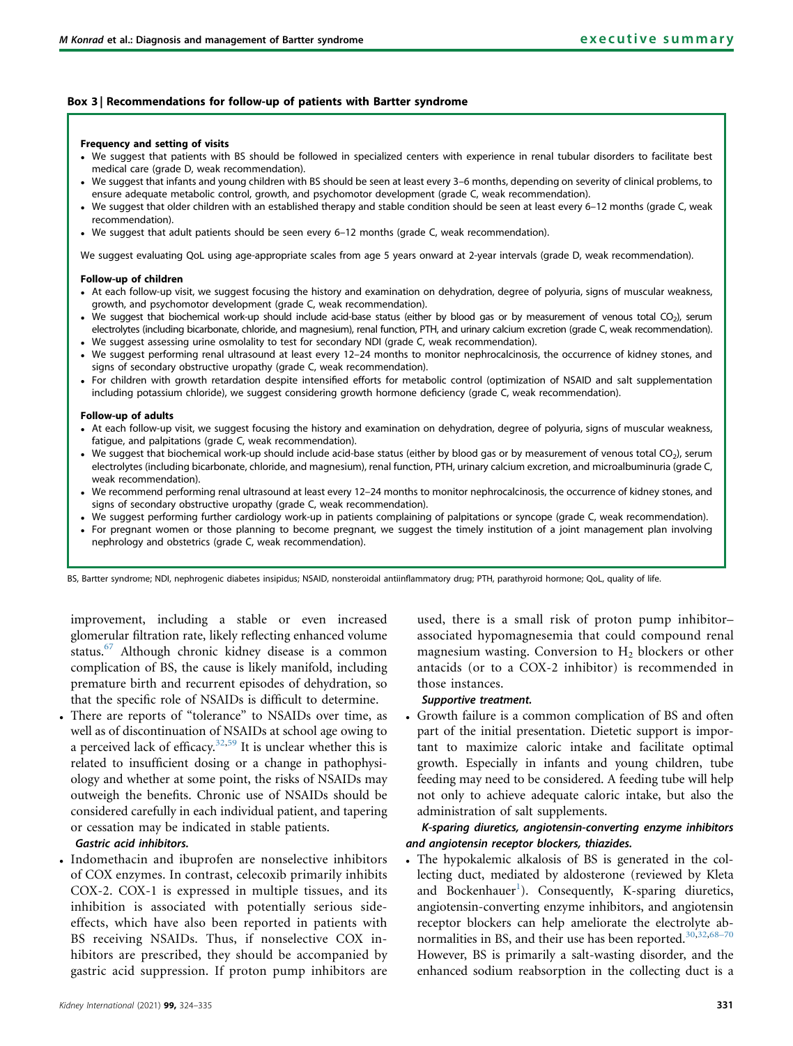**Box 3 | Recommendations for follow-up of patients with Bartter syndrome**

**Frequency and setting of visits**

- We suggest that patients with BS should be followed in specialized centers with experience in renal tubular disorders to facilitate best medical care (grade D, weak recommendation).
- We suggest that infants and young children with BS should be seen at least every 3–6 months, depending on severity of clinical problems, to ensure adequate metabolic control, growth, and psychomotor development (grade C, weak recommendation).
- We suggest that older children with an established therapy and stable condition should be seen at least every 6–12 months (grade C, weak recommendation).
- We suggest that adult patients should be seen every 6–12 months (grade C, weak recommendation).

We suggest evaluating QoL using age-appropriate scales from age 5 years onward at 2-year intervals (grade D, weak recommendation).

**Follow-up of children**

- At each follow-up visit, we suggest focusing the history and examination on dehydration, degree of polyuria, signs of muscular weakness, growth, and psychomotor development (grade C, weak recommendation).
- We suggest that biochemical work-up should include acid-base status (either by blood gas or by measurement of venous total $CO_2$), serum electrolytes (including bicarbonate, chloride, and magnesium), renal function, PTH, and urinary calcium excretion (grade C, weak recommendation).
- We suggest assessing urine osmolality to test for secondary NDI (grade C, weak recommendation).
- We suggest performing renal ultrasound at least every 12–24 months to monitor nephrocalcinosis, the occurrence of kidney stones, and signs of secondary obstructive uropathy (grade C, weak recommendation).
- For children with growth retardation despite intensified efforts for metabolic control (optimization of NSAID and salt supplementation including potassium chloride), we suggest considering growth hormone deficiency (grade C, weak recommendation).

**Follow-up of adults**

- At each follow-up visit, we suggest focusing the history and examination on dehydration, degree of polyuria, signs of muscular weakness, fatigue, and palpitations (grade C, weak recommendation).
- We suggest that biochemical work-up should include acid-base status (either by blood gas or by measurement of venous total $CO_2$), serum electrolytes (including bicarbonate, chloride, and magnesium), renal function, PTH, urinary calcium excretion, and microalbuminuria (grade C, weak recommendation).
- We recommend performing renal ultrasound at least every 12–24 months to monitor nephrocalcinosis, the occurrence of kidney stones, and signs of secondary obstructive uropathy (grade C, weak recommendation).
- We suggest performing further cardiology work-up in patients complaining of palpitations or syncope (grade C, weak recommendation).
- For pregnant women or those planning to become pregnant, we suggest the timely institution of a joint management plan involving nephrology and obstetrics (grade C, weak recommendation).

BS, Bartter syndrome; NDI, nephrogenic diabetes insipidus; NSAID, nonsteroidal antiinflammatory drug; PTH, parathyroid hormone; QoL, quality of life.

improvement, including a stable or even increased glomerular filtration rate, likely reflecting enhanced volume status.[67] Although chronic kidney disease is a common complication of BS, the cause is likely manifold, including premature birth and recurrent episodes of dehydration, so that the specific role of NSAIDs is difficult to determine.

- There are reports of "tolerance" to NSAIDs over time, as well as of discontinuation of NSAIDs at school age owing to a perceived lack of efficacy.[32,59] It is unclear whether this is related to insufficient dosing or a change in pathophysiology and whether at some point, the risks of NSAIDs may outweigh the benefits. Chronic use of NSAIDs should be considered carefully in each individual patient, and tapering or cessation may be indicated in stable patients.

***Gastric acid inhibitors.***

- Indomethacin and ibuprofen are nonselective inhibitors of COX enzymes. In contrast, celecoxib primarily inhibits COX-2. COX-1 is expressed in multiple tissues, and its inhibition is associated with potentially serious side-effects, which have also been reported in patients with BS receiving NSAIDs. Thus, if nonselective COX inhibitors are prescribed, they should be accompanied by gastric acid suppression. If proton pump inhibitors are used, there is a small risk of proton pump inhibitor–associated hypomagnesemia that could compound renal magnesium wasting. Conversion to $H_2$ blockers or other antacids (or to a COX-2 inhibitor) is recommended in those instances.

***Supportive treatment.***

- Growth failure is a common complication of BS and often part of the initial presentation. Dietetic support is important to maximize caloric intake and facilitate optimal growth. Especially in infants and young children, tube feeding may need to be considered. A feeding tube will help not only to achieve adequate caloric intake, but also the administration of salt supplements.

***K-sparing diuretics, angiotensin-converting enzyme inhibitors and angiotensin receptor blockers, thiazides.***

- The hypokalemic alkalosis of BS is generated in the collecting duct, mediated by aldosterone (reviewed by Kleta and Bockenhauer[1]). Consequently, K-sparing diuretics, angiotensin-converting enzyme inhibitors, and angiotensin receptor blockers can help ameliorate the electrolyte abnormalities in BS, and their use has been reported.[30,32,68–70] However, BS is primarily a salt-wasting disorder, and the enhanced sodium reabsorption in the collecting duct is a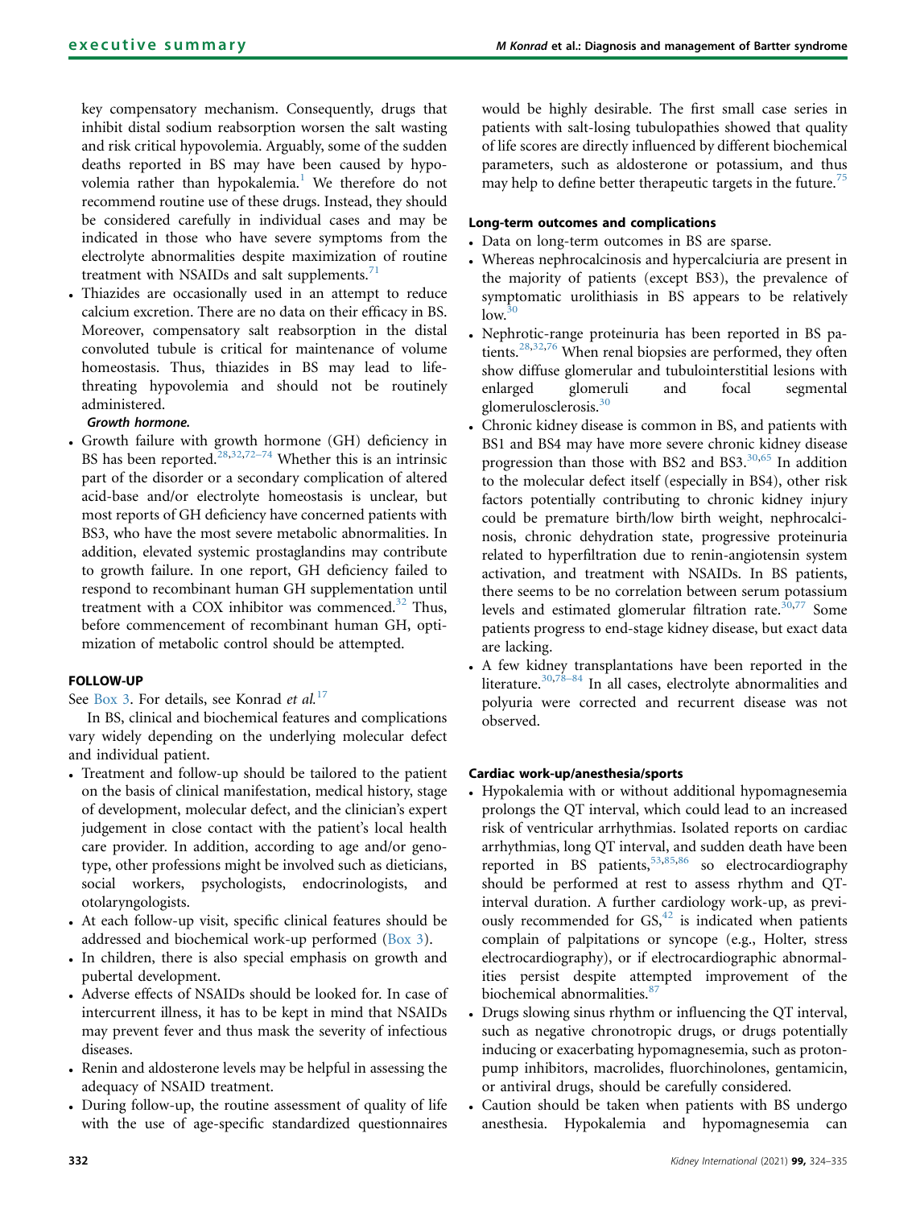key compensatory mechanism. Consequently, drugs that inhibit distal sodium reabsorption worsen the salt wasting and risk critical hypovolemia. Arguably, some of the sudden deaths reported in BS may have been caused by hypovolemia rather than hypokalemia.[1] We therefore do not recommend routine use of these drugs. Instead, they should be considered carefully in individual cases and may be indicated in those who have severe symptoms from the electrolyte abnormalities despite maximization of routine treatment with NSAIDs and salt supplements.[71]

- Thiazides are occasionally used in an attempt to reduce calcium excretion. There are no data on their efficacy in BS. Moreover, compensatory salt reabsorption in the distal convoluted tubule is critical for maintenance of volume homeostasis. Thus, thiazides in BS may lead to life-threating hypovolemia and should not be routinely administered.

***Growth hormone.***

- Growth failure with growth hormone (GH) deficiency in BS has been reported.[28,32,72–74] Whether this is an intrinsic part of the disorder or a secondary complication of altered acid-base and/or electrolyte homeostasis is unclear, but most reports of GH deficiency have concerned patients with BS3, who have the most severe metabolic abnormalities. In addition, elevated systemic prostaglandins may contribute to growth failure. In one report, GH deficiency failed to respond to recombinant human GH supplementation until treatment with a COX inhibitor was commenced.[32] Thus, before commencement of recombinant human GH, optimization of metabolic control should be attempted.

## FOLLOW-UP

See Box 3. For details, see Konrad *et al.*[17]

In BS, clinical and biochemical features and complications vary widely depending on the underlying molecular defect and individual patient.

- Treatment and follow-up should be tailored to the patient on the basis of clinical manifestation, medical history, stage of development, molecular defect, and the clinician's expert judgement in close contact with the patient's local health care provider. In addition, according to age and/or genotype, other professions might be involved such as dieticians, social workers, psychologists, endocrinologists, and otolaryngologists.
- At each follow-up visit, specific clinical features should be addressed and biochemical work-up performed (Box 3).
- In children, there is also special emphasis on growth and pubertal development.
- Adverse effects of NSAIDs should be looked for. In case of intercurrent illness, it has to be kept in mind that NSAIDs may prevent fever and thus mask the severity of infectious diseases.
- Renin and aldosterone levels may be helpful in assessing the adequacy of NSAID treatment.
- During follow-up, the routine assessment of quality of life with the use of age-specific standardized questionnaires would be highly desirable. The first small case series in patients with salt-losing tubulopathies showed that quality of life scores are directly influenced by different biochemical parameters, such as aldosterone or potassium, and thus may help to define better therapeutic targets in the future.[75]

### Long-term outcomes and complications

- Data on long-term outcomes in BS are sparse.
- Whereas nephrocalcinosis and hypercalciuria are present in the majority of patients (except BS3), the prevalence of symptomatic urolithiasis in BS appears to be relatively low.[30]
- Nephrotic-range proteinuria has been reported in BS patients.[28,32,76] When renal biopsies are performed, they often show diffuse glomerular and tubulointerstitial lesions with enlarged glomeruli and focal segmental glomerulosclerosis.[30]
- Chronic kidney disease is common in BS, and patients with BS1 and BS4 may have more severe chronic kidney disease progression than those with BS2 and BS3.[30,65] In addition to the molecular defect itself (especially in BS4), other risk factors potentially contributing to chronic kidney injury could be premature birth/low birth weight, nephrocalcinosis, chronic dehydration state, progressive proteinuria related to hyperfiltration due to renin-angiotensin system activation, and treatment with NSAIDs. In BS patients, there seems to be no correlation between serum potassium levels and estimated glomerular filtration rate.[30,77] Some patients progress to end-stage kidney disease, but exact data are lacking.
- A few kidney transplantations have been reported in the literature.[30,78–84] In all cases, electrolyte abnormalities and polyuria were corrected and recurrent disease was not observed.

### Cardiac work-up/anesthesia/sports

- Hypokalemia with or without additional hypomagnesemia prolongs the QT interval, which could lead to an increased risk of ventricular arrhythmias. Isolated reports on cardiac arrhythmias, long QT interval, and sudden death have been reported in BS patients,[53,85,86] so electrocardiography should be performed at rest to assess rhythm and QT-interval duration. A further cardiology work-up, as previously recommended for GS,[42] is indicated when patients complain of palpitations or syncope (e.g., Holter, stress electrocardiography), or if electrocardiographic abnormalities persist despite attempted improvement of the biochemical abnormalities.[87]
- Drugs slowing sinus rhythm or influencing the QT interval, such as negative chronotropic drugs, or drugs potentially inducing or exacerbating hypomagnesemia, such as proton-pump inhibitors, macrolides, fluorchinolones, gentamicin, or antiviral drugs, should be carefully considered.
- Caution should be taken when patients with BS undergo anesthesia. Hypokalemia and hypomagnesemia can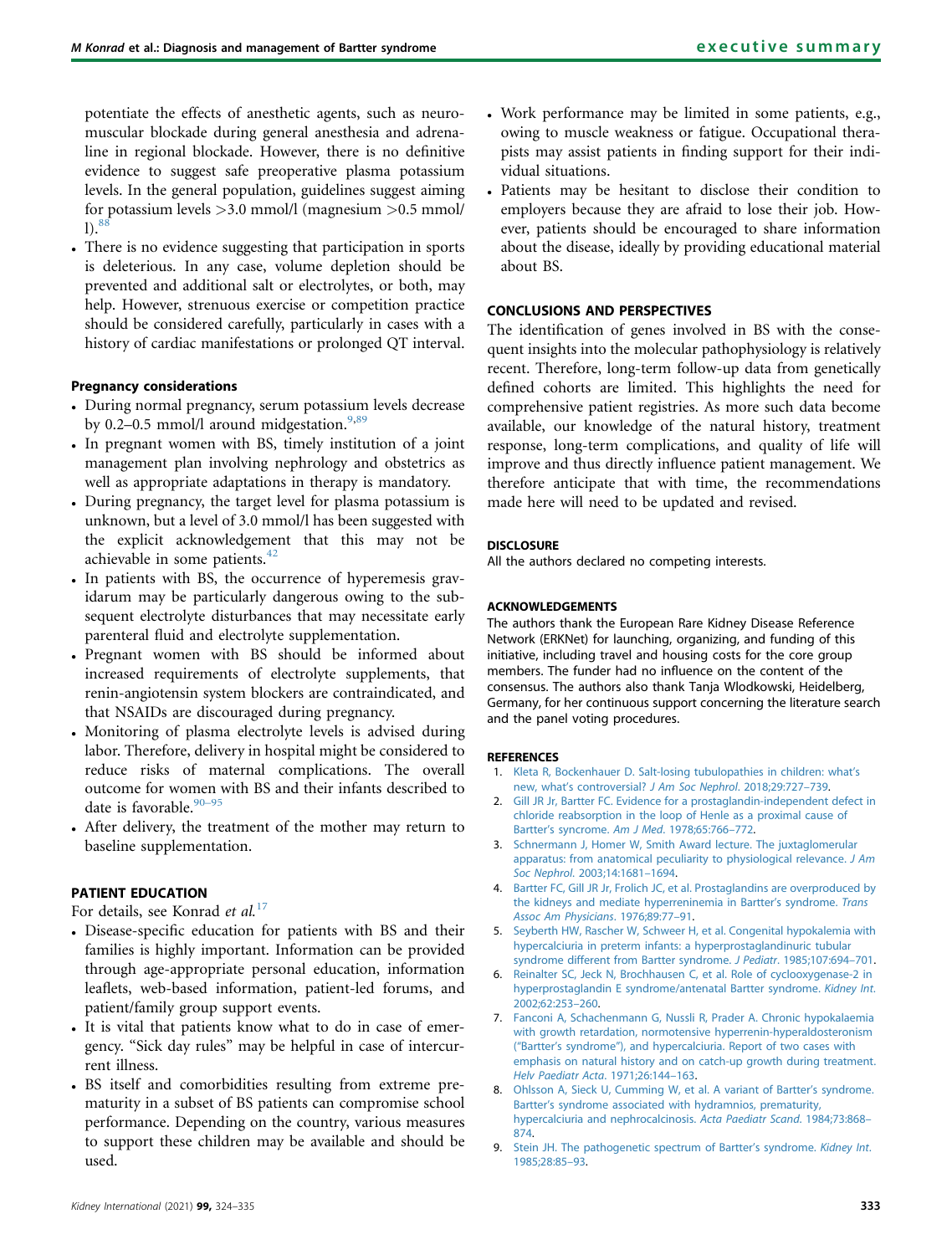potentiate the effects of anesthetic agents, such as neuromuscular blockade during general anesthesia and adrenaline in regional blockade. However, there is no definitive evidence to suggest safe preoperative plasma potassium levels. In the general population, guidelines suggest aiming for potassium levels >3.0 mmol/l (magnesium >0.5 mmol/l).[88]
- There is no evidence suggesting that participation in sports is deleterious. In any case, volume depletion should be prevented and additional salt or electrolytes, or both, may help. However, strenuous exercise or competition practice should be considered carefully, particularly in cases with a history of cardiac manifestations or prolonged QT interval.

### Pregnancy considerations

- During normal pregnancy, serum potassium levels decrease by 0.2–0.5 mmol/l around midgestation.[9,89]
- In pregnant women with BS, timely institution of a joint management plan involving nephrology and obstetrics as well as appropriate adaptations in therapy is mandatory.
- During pregnancy, the target level for plasma potassium is unknown, but a level of 3.0 mmol/l has been suggested with the explicit acknowledgement that this may not be achievable in some patients.[42]
- In patients with BS, the occurrence of hyperemesis gravidarum may be particularly dangerous owing to the subsequent electrolyte disturbances that may necessitate early parenteral fluid and electrolyte supplementation.
- Pregnant women with BS should be informed about increased requirements of electrolyte supplements, that renin-angiotensin system blockers are contraindicated, and that NSAIDs are discouraged during pregnancy.
- Monitoring of plasma electrolyte levels is advised during labor. Therefore, delivery in hospital might be considered to reduce risks of maternal complications. The overall outcome for women with BS and their infants described to date is favorable.[90–95]
- After delivery, the treatment of the mother may return to baseline supplementation.

## PATIENT EDUCATION

For details, see Konrad *et al.*[17]

- Disease-specific education for patients with BS and their families is highly important. Information can be provided through age-appropriate personal education, information leaflets, web-based information, patient-led forums, and patient/family group support events.
- It is vital that patients know what to do in case of emergency. "Sick day rules" may be helpful in case of intercurrent illness.
- BS itself and comorbidities resulting from extreme prematurity in a subset of BS patients can compromise school performance. Depending on the country, various measures to support these children may be available and should be used.
- Work performance may be limited in some patients, e.g., owing to muscle weakness or fatigue. Occupational therapists may assist patients in finding support for their individual situations.
- Patients may be hesitant to disclose their condition to employers because they are afraid to lose their job. However, patients should be encouraged to share information about the disease, ideally by providing educational material about BS.

## CONCLUSIONS AND PERSPECTIVES

The identification of genes involved in BS with the consequent insights into the molecular pathophysiology is relatively recent. Therefore, long-term follow-up data from genetically defined cohorts are limited. This highlights the need for comprehensive patient registries. As more such data become available, our knowledge of the natural history, treatment response, long-term complications, and quality of life will improve and thus directly influence patient management. We therefore anticipate that with time, the recommendations made here will need to be updated and revised.

## DISCLOSURE

All the authors declared no competing interests.

## ACKNOWLEDGEMENTS

The authors thank the European Rare Kidney Disease Reference Network (ERKNet) for launching, organizing, and funding of this initiative, including travel and housing costs for the core group members. The funder had no influence on the content of the consensus. The authors also thank Tanja Wlodkowski, Heidelberg, Germany, for her continuous support concerning the literature search and the panel voting procedures.

## REFERENCES

1. Kleta R, Bockenhauer D. Salt-losing tubulopathies in children: what's new, what's controversial? *J Am Soc Nephrol*. 2018;29:727–739.
2. Gill JR Jr, Bartter FC. Evidence for a prostaglandin-independent defect in chloride reabsorption in the loop of Henle as a proximal cause of Bartter's syncrome. *Am J Med*. 1978;65:766–772.
3. Schnermann J, Homer W, Smith Award lecture. The juxtaglomerular apparatus: from anatomical peculiarity to physiological relevance. *J Am Soc Nephrol*. 2003;14:1681–1694.
4. Bartter FC, Gill JR Jr, Frolich JC, et al. Prostaglandins are overproduced by the kidneys and mediate hyperreninemia in Bartter's syndrome. *Trans Assoc Am Physicians*. 1976;89:77–91.
5. Seyberth HW, Rascher W, Schweer H, et al. Congenital hypokalemia with hypercalciuria in preterm infants: a hyperprostaglandinuric tubular syndrome different from Bartter syndrome. *J Pediatr*. 1985;107:694–701.
6. Reinalter SC, Jeck N, Brochhausen C, et al. Role of cyclooxygenase-2 in hyperprostaglandin E syndrome/antenatal Bartter syndrome. *Kidney Int*. 2002;62:253–260.
7. Fanconi A, Schachenmann G, Nussli R, Prader A. Chronic hypokalaemia with growth retardation, normotensive hyperrenin-hyperaldosteronism ("Bartter's syndrome"), and hypercalciuria. Report of two cases with emphasis on natural history and on catch-up growth during treatment. *Helv Paediatr Acta*. 1971;26:144–163.
8. Ohlsson A, Sieck U, Cumming W, et al. A variant of Bartter's syndrome. Bartter's syndrome associated with hydramnios, prematurity, hypercalciuria and nephrocalcinosis. *Acta Paediatr Scand*. 1984;73:868–874.
9. Stein JH. The pathogenetic spectrum of Bartter's syndrome. *Kidney Int*. 1985;28:85–93.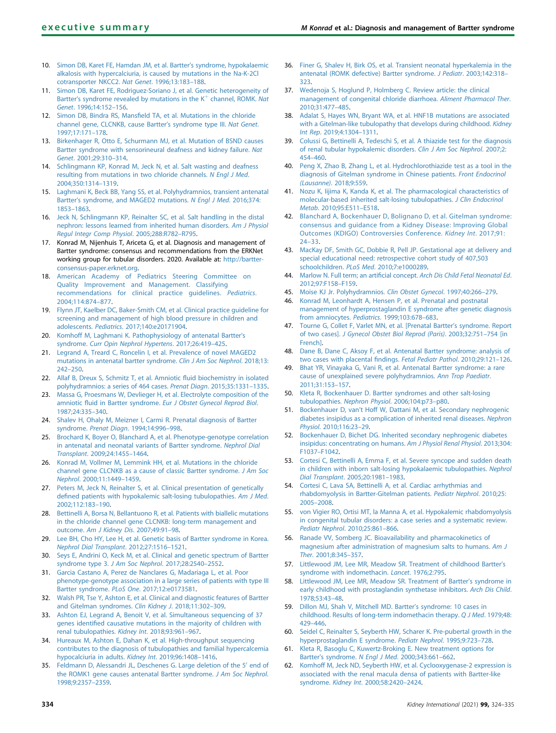10. Simon DB, Karet FE, Hamdan JM, et al. Bartter's syndrome, hypokalaemic alkalosis with hypercalciuria, is caused by mutations in the Na-K-2Cl cotransporter NKCC2. *Nat Genet*. 1996;13:183–188.
11. Simon DB, Karet FE, Rodriguez-Soriano J, et al. Genetic heterogeneity of Bartter's syndrome revealed by mutations in the $K^+$ channel, ROMK. *Nat Genet*. 1996;14:152–156.
12. Simon DB, Bindra RS, Mansfield TA, et al. Mutations in the chloride channel gene, CLCNKB, cause Bartter's syndrome type III. *Nat Genet*. 1997;17:171–178.
13. Birkenhager R, Otto E, Schurmann MJ, et al. Mutation of BSND causes Bartter syndrome with sensorineural deafness and kidney failure. *Nat Genet*. 2001;29:310–314.
14. Schlingmann KP, Konrad M, Jeck N, et al. Salt wasting and deafness resulting from mutations in two chloride channels. *N Engl J Med*. 2004;350:1314–1319.
15. Laghmani K, Beck BB, Yang SS, et al. Polyhydramnios, transient antenatal Bartter's syndrome, and MAGED2 mutations. *N Engl J Med*. 2016;374:1853–1863.
16. Jeck N, Schlingmann KP, Reinalter SC, et al. Salt handling in the distal nephron: lessons learned from inherited human disorders. *Am J Physiol Regul Integr Comp Physiol*. 2005;288:R782–R795.
17. Konrad M, Nijenhuis T, Ariceta G, et al. Diagnosis and management of Bartter syndrome: consensus and recommendations from the ERKNet working group for tubular disorders. 2020. Available at: http://bartter-consensus-paper.erknet.org.
18. American Academy of Pediatrics Steering Committee on Quality Improvement and Management. Classifying recommendations for clinical practice guidelines. *Pediatrics*. 2004;114:874–877.
19. Flynn JT, Kaelber DC, Baker-Smith CM, et al. Clinical practice guideline for screening and management of high blood pressure in children and adolescents. *Pediatrics*. 2017;140:e20171904.
20. Komhoff M, Laghmani K. Pathophysiology of antenatal Bartter's syndrome. *Curr Opin Nephrol Hypertens*. 2017;26:419–425.
21. Legrand A, Treard C, Roncelin I, et al. Prevalence of novel MAGED2 mutations in antenatal bartter syndrome. *Clin J Am Soc Nephrol*. 2018;13:242–250.
22. Allaf B, Dreux S, Schmitz T, et al. Amniotic fluid biochemistry in isolated polyhydramnios: a series of 464 cases. *Prenat Diagn*. 2015;35:1331–1335.
23. Massa G, Proesmans W, Devlieger H, et al. Electrolyte composition of the amniotic fluid in Bartter syndrome. *Eur J Obstet Gynecol Reprod Biol*. 1987;24:335–340.
24. Shalev H, Ohaly M, Meizner I, Carmi R. Prenatal diagnosis of Bartter syndrome. *Prenat Diagn*. 1994;14:996–998.
25. Brochard K, Boyer O, Blanchard A, et al. Phenotype-genotype correlation in antenatal and neonatal variants of Bartter syndrome. *Nephrol Dial Transplant*. 2009;24:1455–1464.
26. Konrad M, Vollmer M, Lemmink HH, et al. Mutations in the chloride channel gene CLCNKB as a cause of classic Bartter syndrome. *J Am Soc Nephrol*. 2000;11:1449–1459.
27. Peters M, Jeck N, Reinalter S, et al. Clinical presentation of genetically defined patients with hypokalemic salt-losing tubulopathies. *Am J Med*. 2002;112:183–190.
28. Bettinelli A, Borsa N, Bellantuono R, et al. Patients with biallelic mutations in the chloride channel gene CLCNKB: long-term management and outcome. *Am J Kidney Dis*. 2007;49:91–98.
29. Lee BH, Cho HY, Lee H, et al. Genetic basis of Bartter syndrome in Korea. *Nephrol Dial Transplant*. 2012;27:1516–1521.
30. Seys E, Andrini O, Keck M, et al. Clinical and genetic spectrum of Bartter syndrome type 3. *J Am Soc Nephrol*. 2017;28:2540–2552.
31. Garcia Castano A, Perez de Nanclares G, Madariaga L, et al. Poor phenotype-genotype association in a large series of patients with type III Bartter syndrome. *PLoS One*. 2017;12:e0173581.
32. Walsh PR, Tse Y, Ashton E, et al. Clinical and diagnostic features of Bartter and Gitelman syndromes. *Clin Kidney J*. 2018;11:302–309.
33. Ashton EJ, Legrand A, Benoit V, et al. Simultaneous sequencing of 37 genes identified causative mutations in the majority of children with renal tubulopathies. *Kidney Int*. 2018;93:961–967.
34. Hureaux M, Ashton E, Dahan K, et al. High-throughput sequencing contributes to the diagnosis of tubulopathies and familial hypercalcemia hypocalciuria in adults. *Kidney Int*. 2019;96:1408–1416.
35. Feldmann D, Alessandri JL, Deschenes G. Large deletion of the 5′ end of the ROMK1 gene causes antenatal Bartter syndrome. *J Am Soc Nephrol*. 1998;9:2357–2359.
36. Finer G, Shalev H, Birk OS, et al. Transient neonatal hyperkalemia in the antenatal (ROMK defective) Bartter syndrome. *J Pediatr*. 2003;142:318–323.
37. Wedenoja S, Hoglund P, Holmberg C. Review article: the clinical management of congenital chloride diarrhoea. *Aliment Pharmacol Ther*. 2010;31:477–485.
38. Adalat S, Hayes WN, Bryant WA, et al. HNF1B mutations are associated with a Gitelman-like tubulopathy that develops during childhood. *Kidney Int Rep*. 2019;4:1304–1311.
39. Colussi G, Bettinelli A, Tedeschi S, et al. A thiazide test for the diagnosis of renal tubular hypokalemic disorders. *Clin J Am Soc Nephrol*. 2007;2:454–460.
40. Peng X, Zhao B, Zhang L, et al. Hydrochlorothiazide test as a tool in the diagnosis of Gitelman syndrome in Chinese patients. *Front Endocrinol (Lausanne)*. 2018;9:559.
41. Nozu K, Iijima K, Kanda K, et al. The pharmacological characteristics of molecular-based inherited salt-losing tubulopathies. *J Clin Endocrinol Metab*. 2010;95:E511–E518.
42. Blanchard A, Bockenhauer D, Bolignano D, et al. Gitelman syndrome: consensus and guidance from a Kidney Disease: Improving Global Outcomes (KDIGO) Controversies Conference. *Kidney Int*. 2017;91:24–33.
43. MacKay DF, Smith GC, Dobbie R, Pell JP. Gestational age at delivery and special educational need: retrospective cohort study of 407,503 schoolchildren. *PLoS Med*. 2010;7:e1000289.
44. Marlow N. Full term; an artificial concept. *Arch Dis Child Fetal Neonatal Ed*. 2012;97:F158–F159.
45. Moise KJ Jr. Polyhydramnios. *Clin Obstet Gynecol*. 1997;40:266–279.
46. Konrad M, Leonhardt A, Hensen P, et al. Prenatal and postnatal management of hyperprostaglandin E syndrome after genetic diagnosis from amniocytes. *Pediatrics*. 1999;103:678–683.
47. Tourne G, Collet F, Varlet MN, et al. [Prenatal Bartter's syndrome. Report of two cases]. *J Gynecol Obstet Biol Reprod (Paris)*. 2003;32:751–754 [in French].
48. Dane B, Dane C, Aksoy F, et al. Antenatal Bartter syndrome: analysis of two cases with placental findings. *Fetal Pediatr Pathol*. 2010;29:121–126.
49. Bhat YR, Vinayaka G, Vani R, et al. Antenatal Bartter syndrome: a rare cause of unexplained severe polyhydramnios. *Ann Trop Paediatr*. 2011;31:153–157.
50. Kleta R, Bockenhauer D. Bartter syndromes and other salt-losing tubulopathies. *Nephron Physiol*. 2006;104:p73–p80.
51. Bockenhauer D, van't Hoff W, Dattani M, et al. Secondary nephrogenic diabetes insipidus as a complication of inherited renal diseases. *Nephron Physiol*. 2010;116:23–29.
52. Bockenhauer D, Bichet DG. Inherited secondary nephrogenic diabetes insipidus: concentrating on humans. *Am J Physiol Renal Physiol*. 2013;304:F1037–F1042.
53. Cortesi C, Bettinelli A, Emma F, et al. Severe syncope and sudden death in children with inborn salt-losing hypokalaemic tubulopathies. *Nephrol Dial Transplant*. 2005;20:1981–1983.
54. Cortesi C, Lava SA, Bettinelli A, et al. Cardiac arrhythmias and rhabdomyolysis in Bartter-Gitelman patients. *Pediatr Nephrol*. 2010;25:2005–2008.
55. von Vigier RO, Ortisi MT, la Manna A, et al. Hypokalemic rhabdomyolysis in congenital tubular disorders: a case series and a systematic review. *Pediatr Nephrol*. 2010;25:861–866.
56. Ranade VV, Somberg JC. Bioavailability and pharmacokinetics of magnesium after administration of magnesium salts to humans. *Am J Ther*. 2001;8:345–357.
57. Littlewood JM, Lee MR, Meadow SR. Treatment of childhood Bartter's syndrome with indomethacin. *Lancet*. 1976;2:795.
58. Littlewood JM, Lee MR, Meadow SR. Treatment of Bartter's syndrome in early childhood with prostaglandin synthetase inhibitors. *Arch Dis Child*. 1978;53:43–48.
59. Dillon MJ, Shah V, Mitchell MD. Bartter's syndrome: 10 cases in childhood. Results of long-term indomethacin therapy. *Q J Med*. 1979;48:429–446.
60. Seidel C, Reinalter S, Seyberth HW, Scharer K. Pre-pubertal growth in the hyperprostaglandin E syndrome. *Pediatr Nephrol*. 1995;9:723–728.
61. Kleta R, Basoglu C, Kuwertz-Broking E. New treatment options for Bartter's syndrome. *N Engl J Med*. 2000;343:661–662.
62. Komhoff M, Jeck ND, Seyberth HW, et al. Cyclooxygenase-2 expression is associated with the renal macula densa of patients with Bartter-like syndrome. *Kidney Int*. 2000;58:2420–2424.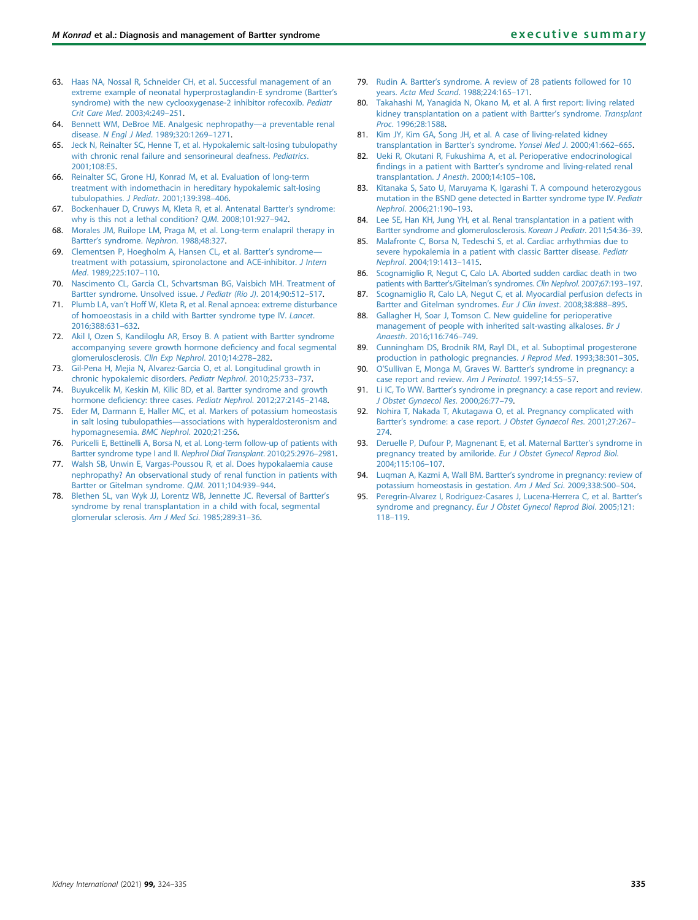63. Haas NA, Nossal R, Schneider CH, et al. Successful management of an extreme example of neonatal hyperprostaglandin-E syndrome (Bartter's syndrome) with the new cyclooxygenase-2 inhibitor rofecoxib. *Pediatr Crit Care Med*. 2003;4:249–251.
64. Bennett WM, DeBroe ME. Analgesic nephropathy—a preventable renal disease. *N Engl J Med*. 1989;320:1269–1271.
65. Jeck N, Reinalter SC, Henne T, et al. Hypokalemic salt-losing tubulopathy with chronic renal failure and sensorineural deafness. *Pediatrics*. 2001;108:E5.
66. Reinalter SC, Grone HJ, Konrad M, et al. Evaluation of long-term treatment with indomethacin in hereditary hypokalemic salt-losing tubulopathies. *J Pediatr*. 2001;139:398–406.
67. Bockenhauer D, Cruwys M, Kleta R, et al. Antenatal Bartter's syndrome: why is this not a lethal condition? *QJM*. 2008;101:927–942.
68. Morales JM, Ruilope LM, Praga M, et al. Long-term enalapril therapy in Bartter's syndrome. *Nephron*. 1988;48:327.
69. Clementsen P, Hoegholm A, Hansen CL, et al. Bartter's syndrome—treatment with potassium, spironolactone and ACE-inhibitor. *J Intern Med*. 1989;225:107–110.
70. Nascimento CL, Garcia CL, Schvartsman BG, Vaisbich MH. Treatment of Bartter syndrome. Unsolved issue. *J Pediatr (Rio J)*. 2014;90:512–517.
71. Plumb LA, van't Hoff W, Kleta R, et al. Renal apnoea: extreme disturbance of homoeostasis in a child with Bartter syndrome type IV. *Lancet*. 2016;388:631–632.
72. Akil I, Ozen S, Kandiloglu AR, Ersoy B. A patient with Bartter syndrome accompanying severe growth hormone deficiency and focal segmental glomerulosclerosis. *Clin Exp Nephrol*. 2010;14:278–282.
73. Gil-Pena H, Mejia N, Alvarez-Garcia O, et al. Longitudinal growth in chronic hypokalemic disorders. *Pediatr Nephrol*. 2010;25:733–737.
74. Buyukcelik M, Keskin M, Kilic BD, et al. Bartter syndrome and growth hormone deficiency: three cases. *Pediatr Nephrol*. 2012;27:2145–2148.
75. Eder M, Darmann E, Haller MC, et al. Markers of potassium homeostasis in salt losing tubulopathies—associations with hyperaldosteronism and hypomagnesemia. *BMC Nephrol*. 2020;21:256.
76. Puricelli E, Bettinelli A, Borsa N, et al. Long-term follow-up of patients with Bartter syndrome type I and II. *Nephrol Dial Transplant*. 2010;25:2976–2981.
77. Walsh SB, Unwin E, Vargas-Poussou R, et al. Does hypokalaemia cause nephropathy? An observational study of renal function in patients with Bartter or Gitelman syndrome. *QJM*. 2011;104:939–944.
78. Blethen SL, van Wyk JJ, Lorentz WB, Jennette JC. Reversal of Bartter's syndrome by renal transplantation in a child with focal, segmental glomerular sclerosis. *Am J Med Sci*. 1985;289:31–36.
79. Rudin A. Bartter's syndrome. A review of 28 patients followed for 10 years. *Acta Med Scand*. 1988;224:165–171.
80. Takahashi M, Yanagida N, Okano M, et al. A first report: living related kidney transplantation on a patient with Bartter's syndrome. *Transplant Proc*. 1996;28:1588.
81. Kim JY, Kim GA, Song JH, et al. A case of living-related kidney transplantation in Bartter's syndrome. *Yonsei Med J*. 2000;41:662–665.
82. Ueki R, Okutani R, Fukushima A, et al. Perioperative endocrinological findings in a patient with Bartter's syndrome and living-related renal transplantation. *J Anesth*. 2000;14:105–108.
83. Kitanaka S, Sato U, Maruyama K, Igarashi T. A compound heterozygous mutation in the BSND gene detected in Bartter syndrome type IV. *Pediatr Nephrol*. 2006;21:190–193.
84. Lee SE, Han KH, Jung YH, et al. Renal transplantation in a patient with Bartter syndrome and glomerulosclerosis. *Korean J Pediatr*. 2011;54:36–39.
85. Malafronte C, Borsa N, Tedeschi S, et al. Cardiac arrhythmias due to severe hypokalemia in a patient with classic Bartter disease. *Pediatr Nephrol*. 2004;19:1413–1415.
86. Scognamiglio R, Negut C, Calo LA. Aborted sudden cardiac death in two patients with Bartter's/Gitelman's syndromes. *Clin Nephrol*. 2007;67:193–197.
87. Scognamiglio R, Calo LA, Negut C, et al. Myocardial perfusion defects in Bartter and Gitelman syndromes. *Eur J Clin Invest*. 2008;38:888–895.
88. Gallagher H, Soar J, Tomson C. New guideline for perioperative management of people with inherited salt-wasting alkaloses. *Br J Anaesth*. 2016;116:746–749.
89. Cunningham DS, Brodnik RM, Rayl DL, et al. Suboptimal progesterone production in pathologic pregnancies. *J Reprod Med*. 1993;38:301–305.
90. O'Sullivan E, Monga M, Graves W. Bartter's syndrome in pregnancy: a case report and review. *Am J Perinatol*. 1997;14:55–57.
91. Li IC, To WW. Bartter's syndrome in pregnancy: a case report and review. *J Obstet Gynaecol Res*. 2000;26:77–79.
92. Nohira T, Nakada T, Akutagawa O, et al. Pregnancy complicated with Bartter's syndrome: a case report. *J Obstet Gynaecol Res*. 2001;27:267–274.
93. Deruelle P, Dufour P, Magnenant E, et al. Maternal Bartter's syndrome in pregnancy treated by amiloride. *Eur J Obstet Gynecol Reprod Biol*. 2004;115:106–107.
94. Luqman A, Kazmi A, Wall BM. Bartter's syndrome in pregnancy: review of potassium homeostasis in gestation. *Am J Med Sci*. 2009;338:500–504.
95. Peregrin-Alvarez I, Rodriguez-Casares J, Lucena-Herrera C, et al. Bartter's syndrome and pregnancy. *Eur J Obstet Gynecol Reprod Biol*. 2005;121:118–119.